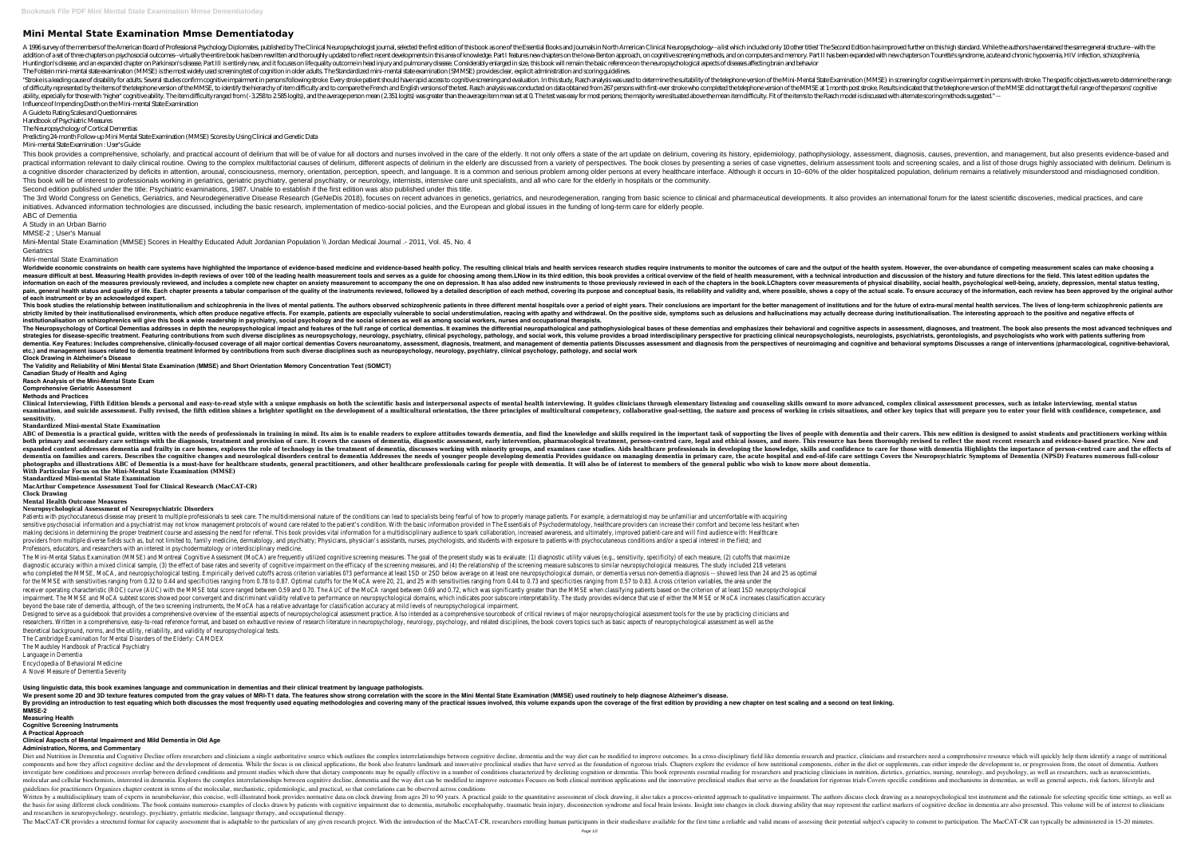# Mini Mental State Examination Mmse Dementiatoday

A 1996 survey of the members of the American Board of Professional Psychology Diplomates, published by The Clinical Neuropsychologist journal, selected the first edition of this book as one of the Essential Books and Journals in North American Clinical Neuropsychology--a list which included only 10 other titles! The Second Edition has improved further on this high standard. While the authors have retained the same general structure--with the addition of a set of three chapters on psychosocial outcomes--virtually the entire book has been rewritten and thoroughly updated to reflect recent developments in this area of knowledge. Part I features new chapters on the Iowa-Benton approach, on cognitive screening methods, and on computers and memory. Part II has been expanded with new chapters on Tourette's syndrome, acute and chronic hypoxemia, HIV infection, schizophrenia, Huntington's disease, and an expanded chapter on Parkinson's disease. Part III is entirely new, and it focuses on life quality outcome in head injury and pulmonary disease. Considerably enlarged in size, this book will remain the basic reference on the neuropsychological aspects of diseases affecting brain and behavior.

The Folstein mini-mental state examination (MMSE) is the most widely used screening test of cognition in older adults. The Standardized mini-mental state examination (SMMSE) provides clear, explicit administration and scoring guidelines.

"Stroke is a leading cause of disability for adults. Several studies confirm cognitive impairment in persons following stroke. Every stroke patient should have rapid access to cognitive screening and evaluation. In this study, Rasch analysis was used to determine the suitability of the telephone version of the Mini-Mental State Examination (MMSE) in screening for cognitive impairment in persons with stroke. The specific objectives were to determine the range of difficulty represented by the items of the telephone version of the MMSE, to identify the hierarchy of item difficulty and to compare the French and English versions of the test. Rasch analysis was conducted on data obtained from 267 persons with first-ever stroke who completed the telephone version of the MMSE at 1 month post stroke. Results indicated that the telephone version of the MMSE did not target the full range of the persons' cognitive ability, especially for those with "higher" cognitive ability. The item difficulty ranged from (-3.258 to 2.585 logits), and the average person mean (2.351 logits) was greater than the average item mean set at 0. The test was easy for most persons; the majority were situated above the mean item difficulty. Fit of the items to the Rasch model is discussed with alternate scoring methods suggested." --

Influence of Impending Death on the Mini-mental State Examination

A Guide to Rating Scales and Questionnaires

Handbook of Psychiatric Measures

The Neuropsychology of Cortical Dementias

Predicting 24-month Follow-up Mini Mental State Examination (MMSE) Scores by Using Clinical and Genetic Data

Mini-mental State Examination : User's Guide

This book provides a comprehensive, scholarly, and practical account of delirium that will be of value for all doctors and nurses involved in the care of the elderly. It not only offers a state of the art update on delirium, covering its history, epidemiology, pathophysiology, assessment, diagnosis, causes, prevention, and management, but also presents evidence-based and practical information relevant to daily clinical routine. Owing to the complex multifactorial causes of delirium, different aspects of delirium in the elderly are discussed from a variety of perspectives. The book closes by presenting a series of case vignettes, delirium assessment tools and screening scales, and a list of those drugs highly associated with delirium. Delirium is a cognitive disorder characterized by deficits in attention, arousal, consciousness, memory, orientation, perception, speech, and language. It is a common and serious problem among older persons at every healthcare interface. Although it occurs in 10–60% of the older hospitalized population, delirium remains a relatively misunderstood and misdiagnosed condition. This book will be of interest to professionals working in geriatrics, geriatric psychiatry, general psychiatry, or neurology, internists, intensive care unit specialists, and all who care for the elderly in hospitals or the community.

Second edition published under the title: Psychiatric examinations, 1987. Unable to establish if the first edition was also published under this title.

The 3rd World Congress on Genetics, Geriatrics, and Neurodegenerative Disease Research (GeNeDis 2018), focuses on recent advances in genetics, geriatrics, and neurodegeneration, ranging from basic science to clinical and pharmaceutical developments. It also provides an international forum for the latest scientific discoveries, medical practices, and care initiatives. Advanced information technologies are discussed, including the basic research, implementation of medico-social policies, and the European and global issues in the funding of long-term care for elderly people.

ABC of Dementia

A Study in an Urban Barrio

MMSE-2 ; User's Manual

Mini-Mental State Examination (MMSE) Scores in Healthy Educated Adult Jordanian Population \\ Jordan Medical Journal .- 2011, Vol. 45, No. 4

Geriatrics

Mini-mental State Examination

**Worldwide economic constraints on health care systems have highlighted the importance of evidence-based medicine and evidence-based health policy. The resulting clinical trials and health services research studies require instruments to monitor the outcomes of care and the output of the health system. However, the over-abundance of competing measurement scales can make choosing a measure difficult at best. Measuring Health provides in-depth reviews of over 100 of the leading health measurement tools and serves as a guide for choosing among them.LNow in its third edition, this book provides a critical overview of the field of health measurement, with a technical introduction and discussion of the history and future directions for the field. This latest edition updates the information on each of the measures previously reviewed, and includes a complete new chapter on anxiety measurement to accompany the one on depression. It has also added new instruments to those previously reviewed in each of the chapters in the book.LChapters cover measurements of physical disability, social health, psychological well-being, anxiety, depression, mental status testing, pain, general health status and quality of life. Each chapter presents a tabular comparison of the quality of the instruments reviewed, followed by a detailed description of each method, covering its purpose and conceptual basis, its reliability and validity and, where possible, shows a copy of the actual scale. To ensure accuracy of the information, each review has been approved by the original author of each instrument or by an acknowledged expert.**

**This book describes the relationship between institutionalism and schizophrenia in the lives of mental patients. The authors observed schizophrenic patients in three different mental hospitals over a period of eight years. Their conclusions are important for the better management of institutions and for the future of extra-mural mental health services. The lives of long-term schizophrenic patients are strictly limited by their institutionalised environments, which often produce negative effects. For example, patients are especially vulnerable to social understimulation, reacing with apathy and withdrawal. On the positive side, symptoms such as delusions and hallucinations may actually decrease during institutionalisation. The interesting approach to the positive and negative effects of institutionalisation on schizophrenics will give this book a wide readership in psychiatry, social psychology and the social sciences as well as among social workers, nurses and occupational therapists.**

**The Neuropsychology of Cortical Dementias addresses in depth the neuropsychological impact and features of the full range of cortical dementias. It examines the differential neuropathological and pathophysiological bases of these dementias and emphasizes their behavioral and cognitive aspects in assessment, diagnoses, and treatment. The book also presents the most advanced techniques and strategies for disease-specific treatment. Featuring contributions from such diverse disciplines as neuropsychology, neurology, psychiatry, clinical psychology, pathology, and social work, this volume provides a broad interdisciplinary perspective for practicing clinical neuropsychologists, neurologists, psychiatrists, gerontologists, and psychologists who work with patients suffering from dementia. Key Features: Includes comprehensive, clinically-focused coverage of all major cortical dementias Covers neuroanatomy, assessment, diagnosis, treatment, and management of dementia patients Discusses assessment and diagnosis from the perspectives of neuroimaging and cognitive and behavioral symptoms Discusses a range of interventions (pharmacological, cognitive-behavioral, etc.) and management issues related to dementia treatment Informed by contributions from such diverse disciplines such as neuropsychology, neurology, psychiatry, clinical psychology, pathology, and social work**

**Clock Drawing in Alzheimer's Disease**

**The Validity and Reliability of Mini Mental State Examination (MMSE) and Short Orientation Memory Concentration Test (SOMCT)**

**Canadian Study of Health and Aging**

**Rasch Analysis of the Mini-Mental State Exam**

**Comprehensive Geriatric Assessment**

**Methods and Practices**

**Clinical Interviewing, Fifth Edition blends a personal and easy-to-read style with a unique emphasis on both the scientific basis and interpersonal aspects of mental health interviewing. It guides clinicians through elementary listening and counseling skills onward to more advanced, complex clinical assessment processes, such as intake interviewing, mental status examination, and suicide assessment. Fully revised, the fifth edition shines a brighter spotlight on the development of a multicultural orientation, the three principles of multicultural competency, collaborative goal-setting, the nature and process of working in crisis situations, and other key topics that will prepare you to enter your field with confidence, competence, and sensitivity.**

**Standardized Mini-mental State Examination**

**ABC of Dementia is a practical guide, written with the needs of professionals in training in mind. Its aim is to enable readers to explore attitudes towards dementia, and find the knowledge and skills required in the important task of supporting the lives of people with dementia and their carers. This new edition is designed to assist students and practitioners working within both primary and secondary care settings with the diagnosis, treatment and provision of care. It covers the causes of dementia, diagnostic assessment, early intervention, pharmacological treatment, person-centred care, legal and ethical issues, and more. This resource has been thoroughly revised to reflect the most recent research and evidence-based practice. New and expanded content addresses dementia and frailty in care homes, explores the role of technology in the treatment of dementia, discusses working with minority groups, and examines case studies. Aids healthcare professionals in developing the knowledge, skills and confidence to care for those with dementia Highlights the importance of person-centred care and the impact of dementia on families and carers. Describes the cognitive changes and neurological disorders central to dementia Addresses the needs of younger people developing dementia Provides guidance on managing dementia in primary care, the acute hospital and end-of-life care settings Covers the Neuropsychiatric Symptoms of Dementia (NPSD) Features numerous full-colour photographs and illustrations ABC of Dementia is a must-have for healthcare students, general practitioners, and other healthcare professionals caring for people with dementia. It will also be of interest to members of the general public who wish to know more about dementia.**

**With Particular Focus on the Mini-Mental State Examination (MMSE)**

**Standardized Mini-mental State Examination**

**MacArthur Competence Assessment Tool for Clinical Research (MacCAT-CR)**

**Clock Drawing**

**Mental Health Outcome Measures**

**Neuropsychological Assessment of Neuropsychiatric Disorders**

Patients with psychocutaneous disease may present to multiple professionals to seek care. The multidimensional nature of the conditions can lead to specialists being fearful of how to properly manage patients. For example, a dermatologist may be unfamiliar and uncomfortable with acquiring sensitive psychosocial information and a psychiatrist may not know management protocols of wound care related to the patient's condition. With the basic information provided in The Essentials of Psychodermatology, healthcare providers can increase their comfort and become less hesitant when making decisions in determining the proper treatment course and assessing the need for referral. This book provides vital information for a multidisciplinary audience to spark collaboration, increased awareness, and ultimately, improved patient-care and will find audience with: Healthcare providers from multiple diverse fields such as, but not limited to, family medicine, dermatology, and psychiatry; Physicians, physician's assistants, nurses, psychologists, and students with exposure to patients with psychocutaneous conditions and/or a special interest in the field; and Professors, educators, and researchers with an interest in psychodermatology or interdisciplinary medicine.

The Mini-Mental Status Examination (MMSE) and Montreal Cognitive Assessment (MoCA) are frequently utilized cognitive screening measures. The goal of the present study was to evaluate: (1) diagnostic utility values (e.g., sensitivity, specificity) of each measure, (2) cutoffs that maximize diagnostic accuracy within a mixed clinical sample, (3) the effect of base rates and severity of cognitive impairment on the efficacy of the screening measures, and (4) the relationship of the screening measure subscores to similar neuropsychological measures. The study included 218 veterans who completed the MMSE, MoCA, and neuropsychological testing. Empirically derived cutoffs across criterion variables 073 performance at least 1SD or 2SD below average on at least one neuropsychological domain, or dementia versus non-dementia diagnosis -- showed less than 24 and 25 as optimal for the MMSE with sensitivities ranging from 0.32 to 0.44 and specificities ranging from 0.78 to 0.87. Optimal cutoffs for the MoCA were 20, 21, and 25 with sensitivities ranging from 0.44 to 0.73 and specificities ranging from 0.57 to 0.83. Across criterion variables, the area under the receiver operating characteristic (ROC) curve (AUC) with the MMSE total score ranged between 0.59 and 0.70. The AUC of the MoCA ranged between 0.69 and 0.72, which was significantly greater than the MMSE when classifying patients based on the criterion of at least 1SD neuropsychological impairment. The MMSE and MoCA subtest scores showed poor convergent and discriminant validity relative to performance on neuropsychological domains, which indicates poor subscore interpretability. The study provides evidence that use of either the MMSE or MoCA increases classification accuracy beyond the base rate of dementia, although, of the two screening instruments, the MoCA has a relative advantage for classification accuracy at mild levels of neuropsychological impairment.

Designed to serve as a guidebook that provides a comprehensive overview of the essential aspects of neuropsychological assessment practice. Also intended as a comprehensive sourcebook of critical reviews of major neuropsychological assessment tools for the use by practicing clinicians and researchers. Written in a comprehensive, easy-to-read reference format, and based on exhaustive review of research literature in neuropsychology, neurology, psychology, and related disciplines, the book covers topics such as basic aspects of neuropsychological assessment as well as the theoretical background, norms, and the utility, reliability, and validity of neuropsychological tests.

The Cambridge Examination for Mental Disorders of the Elderly: CAMDEX

The Maudsley Handbook of Practical Psychiatry

Language in Dementia

Encyclopedia of Behavioral Medicine

A Novel Measure of Dementia Severity

**Using linguistic data, this book examines language and communication in dementias and their clinical treatment by language pathologists.**

**We present some 2D and 3D texture features computed from the gray values of MRI-T1 data. The features show strong correlation with the score in the Mini Mental State Examination (MMSE) used routinely to help diagnose Alzheimer's disease.**

**By providing an introduction to test equating which both discusses the most frequently used equating methodologies and covering many of the practical issues involved, this volume expands upon the coverage of the first edition by providing a new chapter on test scaling and a second on test linking.**

**MMSE-2**

**Measuring Health**

**Cognitive Screening Instruments**

**A Practical Approach**

**Clinical Aspects of Mental Impairment and Mild Dementia in Old Age**

**Administration, Norms, and Commentary**

Diet and Nutrition in Dementia and Cognitive Decline offers researchers and clinicians a single authoritative source which outlines the complex interrelationships between cognitive decline, dementia and the way diet can be modified to improve outcomes. In a cross-disciplinary field like dementia research and practice, clinicians and researchers need a comprehensive resource which will quickly help them identify a range of nutritional components and how they affect cognitive decline and the development of dementia. While the focus is on clinical applications, the book also features landmark and innovative preclinical studies that have served as the foundation of rigorous trials. Chapters explore the evidence of how nutritional components, either in the diet or supplements, can either impede the development to, or progression from, the onset of dementia. Authors investigate how conditions and processes overlap between defined conditions and present studies which show that dietary components may be equally effective in a number of conditions characterized by declining cognition or dementia. This book represents essential reading for researchers and practicing clinicians in nutrition, dietetics, geriatrics, nursing, neurology, and psychology, as well as researchers, such as neuroscientists, molecular and cellular biochemists, interested in dementia. Explores the complex interrelationships between cognitive decline, dementia and the way diet can be modified to improve outcomes Focuses on both clinical nutrition applications and the innovative preclinical studies that serve as the foundation for rigorous trials Covers specific conditions and mechanisms in dementias, as well as general aspects, risk factors, lifestyle and guidelines for practitioners Organizes chapter content in terms of the molecular, mechanistic, epidemiologic, and practical, so that correlations can be drawn across conditions

Written by a multidisciplinary team of experts in neurobehavior, this concise, well-illustrated book provides normative data on clock drawing from ages 20 to 90 years. A practical guide to the quantitative assessment of clock drawing, it also takes a process-oriented approach to qualitative impairment. The authors discuss clock drawing as a neuropsychological test instrument and the rationale for selecting specific time settings, as well as the basis for using different clock conditions. The book contains numerous examples of clocks drawn by patients with cognitive impairment due to dementia, metabolic encephalopathy, traumatic brain injury, disconnection syndrome and focal brain lesions. Insight into changes in clock drawing ability that may represent the earliest markers of cognitive decline in dementia are also presented. This volume will be of interest to clinicians and researchers in neuropsychology, neurology, psychiatry, geriatric medicine, language therapy, and occupational therapy.

The MacCAT-CR provides a structured format for capacity assessment that is adaptable to the particulars of any given research project. With the introduction of the MacCAT-CR, researchers enrolling human participants in their studies have available for the first time a reliable and valid means of assessing their potential subject's capacity to consent to participation. The MacCAT-CR can typically be administered in 15-20 minutes.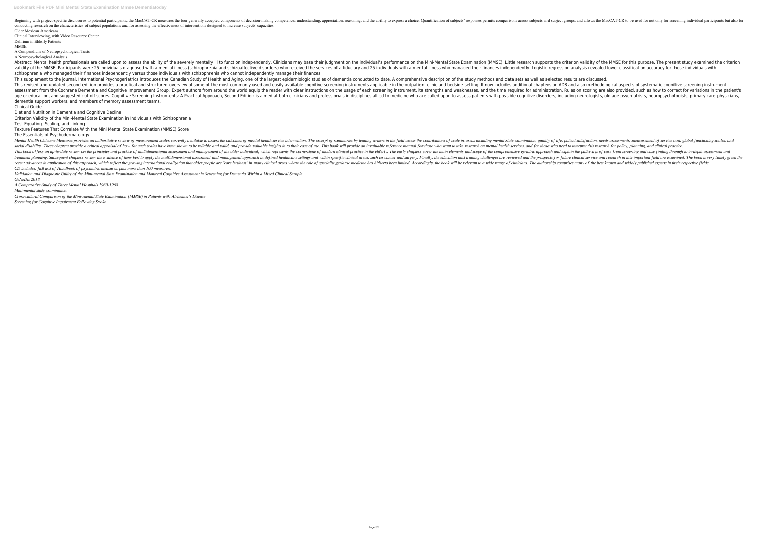Beginning with project-specific disclosures to potential participants, the MacCAT-CR measures the four generally accepted components of decision-making competence: understanding, appreciation, reasoning, and the ability to express a choice. Quantification of subjects' responses permits comparisons across subjects and subject groups, and allows the MacCAT-CR to be used for not only for screening individual participants but also for conducting research on the characteristics of subject populations and for assessing the effectiveness of interventions designed to increase subjects' capacities.

Older Mexican Americans

Clinical Interviewing, with Video Resource Center

Delirium in Elderly Patients

MMSE

A Compendium of Neuropsychological Tests

A Neuropsychological Analysis

Abstract: Mental health professionals are called upon to assess the ability of the severely mentally ill to function independently. Clinicians may base their judgment on the individual's performance on the Mini-Mental State Examination (MMSE). Little research supports the criterion validity of the MMSE for this purpose. The present study examined the criterion validity of the MMSE. Participants were 25 individuals diagnosed with a mental illness (schizophrenia and schizoaffective disorders) who received the services of a fiduciary and 25 individuals with a mental illness who managed their finances independently. Logistic regression analysis revealed lower classification accuracy for those individuals with schizophrenia who managed their finances independently versus those individuals with schizophrenia who cannot independently manage their finances.

This supplement to the journal, International Psychogeriatrics introduces the Canadian Study of Health and Aging, one of the largest epidemiologic studies of dementia conducted to date. A comprehensive description of the study methods and data sets as well as selected results are discussed.

This revised and updated second edition provides a practical and structured overview of some of the most commonly used and easily available cognitive screening instruments applicable in the outpatient clinic and bedside setting. It now includes additional chapters on AD8 and also methodological aspects of systematic cognitive screening instrument assessment from the Cochrane Dementia and Cognitive Improvement Group. Expert authors from around the world equip the reader with clear instructions on the usage of each screening instrument, its strengths and weaknesses, and the time required for administration. Rules on scoring are also provided, such as how to correct for variations in the patient's age or education, and suggested cut-off scores. Cognitive Screening Instruments: A Practical Approach, Second Edition is aimed at both clinicians and professionals in disciplines allied to medicine who are called upon to assess patients with possible cognitive disorders, including neurologists, old age psychiatrists, neuropsychologists, primary care physicians, dementia support workers, and members of memory assessment teams.

Clinical Guide

Diet and Nutrition in Dementia and Cognitive Decline

Criterion Validity of the Mini-Mental State Examination in Individuals with Schizophrenia

Test Equating, Scaling, and Linking

Texture Features That Correlate With the Mini Mental State Examination (MMSE) Score

The Essentials of Psychodermatology

*Mental Health Outcome Measures provides an authoritative review of measurement scales currently available to assess the outcomes of mental health service intervention. The excerpt of summaries by leading writers in the field assess the contributions of scale in areas including mental state examination, quality of life, patient satisfaction, needs assessments, measurement of service cost, global functioning scales, and social disability. These chapters provide a critical appraisal of how far such scales have been shown to be reliable and valid, and provide valuable insights in to their ease of use. This book will provide an invaluable reference manual for those who want to take research on mental health services, and for those who need to interpret this research for policy, planning, and clinical practice.*

*This book offers an up-to-date review on the principles and practice of multidimensional assessment and management of the older individual, which represents the cornerstone of modern clinical practice in the elderly. The early chapters cover the main elements and scope of the comprehensive geriatric approach and explain the pathways of care from screening and case finding through to in-depth assessment and treatment planning. Subsequent chapters review the evidence of how best to apply the multidimensional assessment and management approach in defined healthcare settings and within specific clinical areas, such as cancer and surgery. Finally, the education and training challenges are reviewed and the prospects for future clinical service and research in this important field are examined. The book is very timely given the recent advances in application of this approach, which reflect the growing international realization that older people are "core business" in many clinical areas where the role of specialist geriatric medicine has hitherto been limited. Accordingly, the book will be relevant to a wide range of clinicians. The authorship comprises many of the best known and widely published experts in their respective fields.*

*CD includes: full text of Handbook of psychiatric measures, plus more than 100 measures.*

*Validation and Diagnostic Utility of the Mini-mental State Examination and Montreal Cognitive Assessment in Screening for Dementia Within a Mixed Clinical Sample*

*GeNeDis 2018*

*A Comparative Study of Three Mental Hospitals 1960-1968*

*Mini-mental state examination*

*Cross-cultural Comparison of the Mini-mental State Examination (MMSE) in Patients with Alzheimer's Disease*

*Screening for Cognitive Impairment Following Stroke*